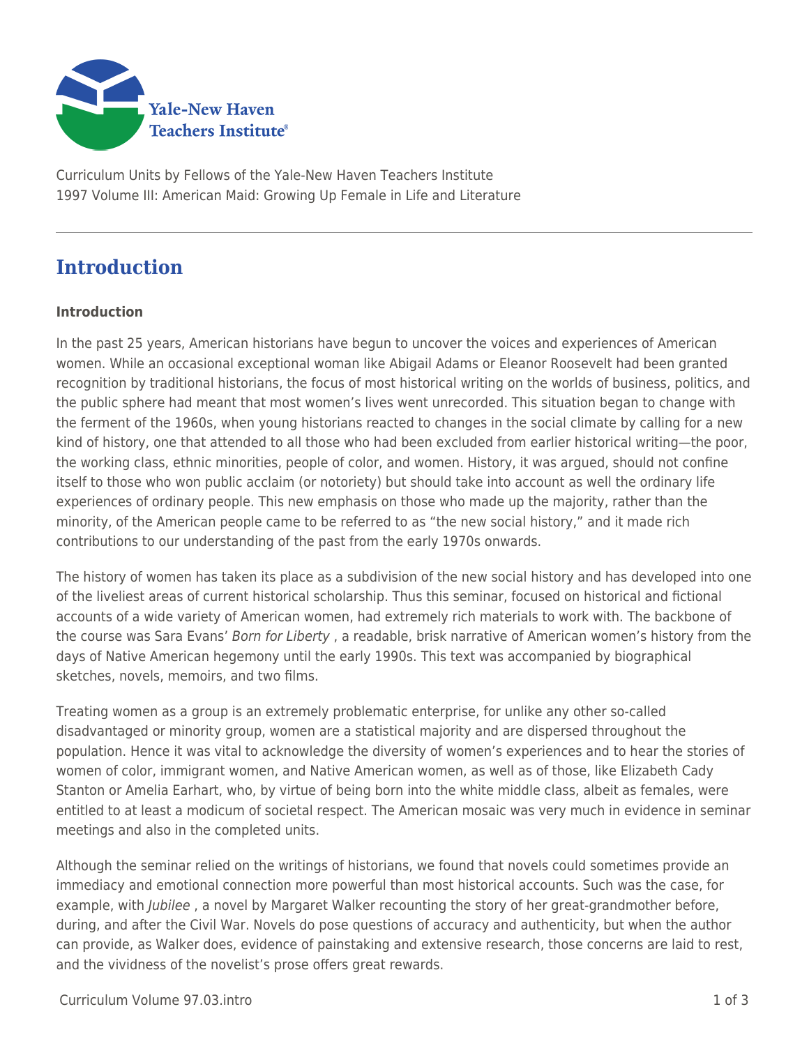Curriculum Units by Fellows of the Yale-New Haven Teachers Institute
1997 Volume III: American Maid: Growing Up Female in Life and Literature

# Introduction

**Introduction**

In the past 25 years, American historians have begun to uncover the voices and experiences of American women. While an occasional exceptional woman like Abigail Adams or Eleanor Roosevelt had been granted recognition by traditional historians, the focus of most historical writing on the worlds of business, politics, and the public sphere had meant that most women's lives went unrecorded. This situation began to change with the ferment of the 1960s, when young historians reacted to changes in the social climate by calling for a new kind of history, one that attended to all those who had been excluded from earlier historical writing—the poor, the working class, ethnic minorities, people of color, and women. History, it was argued, should not confine itself to those who won public acclaim (or notoriety) but should take into account as well the ordinary life experiences of ordinary people. This new emphasis on those who made up the majority, rather than the minority, of the American people came to be referred to as "the new social history," and it made rich contributions to our understanding of the past from the early 1970s onwards.

The history of women has taken its place as a subdivision of the new social history and has developed into one of the liveliest areas of current historical scholarship. Thus this seminar, focused on historical and fictional accounts of a wide variety of American women, had extremely rich materials to work with. The backbone of the course was Sara Evans' *Born for Liberty* , a readable, brisk narrative of American women's history from the days of Native American hegemony until the early 1990s. This text was accompanied by biographical sketches, novels, memoirs, and two films.

Treating women as a group is an extremely problematic enterprise, for unlike any other so-called disadvantaged or minority group, women are a statistical majority and are dispersed throughout the population. Hence it was vital to acknowledge the diversity of women's experiences and to hear the stories of women of color, immigrant women, and Native American women, as well as of those, like Elizabeth Cady Stanton or Amelia Earhart, who, by virtue of being born into the white middle class, albeit as females, were entitled to at least a modicum of societal respect. The American mosaic was very much in evidence in seminar meetings and also in the completed units.

Although the seminar relied on the writings of historians, we found that novels could sometimes provide an immediacy and emotional connection more powerful than most historical accounts. Such was the case, for example, with *Jubilee* , a novel by Margaret Walker recounting the story of her great-grandmother before, during, and after the Civil War. Novels do pose questions of accuracy and authenticity, but when the author can provide, as Walker does, evidence of painstaking and extensive research, those concerns are laid to rest, and the vividness of the novelist's prose offers great rewards.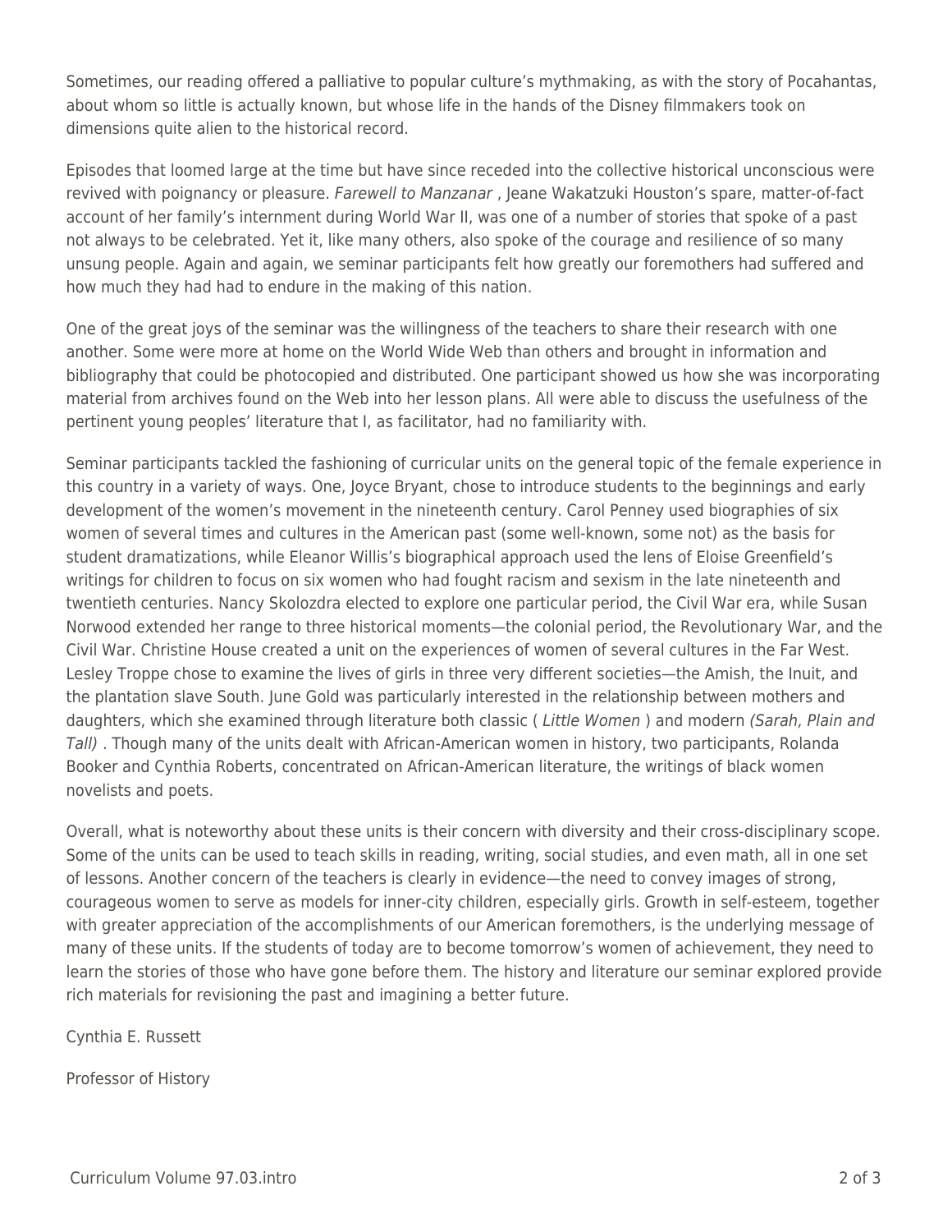Sometimes, our reading offered a palliative to popular culture's mythmaking, as with the story of Pocahantas, about whom so little is actually known, but whose life in the hands of the Disney filmmakers took on dimensions quite alien to the historical record.

Episodes that loomed large at the time but have since receded into the collective historical unconscious were revived with poignancy or pleasure. *Farewell to Manzanar* , Jeane Wakatzuki Houston's spare, matter-of-fact account of her family's internment during World War II, was one of a number of stories that spoke of a past not always to be celebrated. Yet it, like many others, also spoke of the courage and resilience of so many unsung people. Again and again, we seminar participants felt how greatly our foremothers had suffered and how much they had had to endure in the making of this nation.

One of the great joys of the seminar was the willingness of the teachers to share their research with one another. Some were more at home on the World Wide Web than others and brought in information and bibliography that could be photocopied and distributed. One participant showed us how she was incorporating material from archives found on the Web into her lesson plans. All were able to discuss the usefulness of the pertinent young peoples' literature that I, as facilitator, had no familiarity with.

Seminar participants tackled the fashioning of curricular units on the general topic of the female experience in this country in a variety of ways. One, Joyce Bryant, chose to introduce students to the beginnings and early development of the women's movement in the nineteenth century. Carol Penney used biographies of six women of several times and cultures in the American past (some well-known, some not) as the basis for student dramatizations, while Eleanor Willis's biographical approach used the lens of Eloise Greenfield's writings for children to focus on six women who had fought racism and sexism in the late nineteenth and twentieth centuries. Nancy Skolozdra elected to explore one particular period, the Civil War era, while Susan Norwood extended her range to three historical moments—the colonial period, the Revolutionary War, and the Civil War. Christine House created a unit on the experiences of women of several cultures in the Far West. Lesley Troppe chose to examine the lives of girls in three very different societies—the Amish, the Inuit, and the plantation slave South. June Gold was particularly interested in the relationship between mothers and daughters, which she examined through literature both classic ( *Little Women* ) and modern *(Sarah, Plain and Tall)* . Though many of the units dealt with African-American women in history, two participants, Rolanda Booker and Cynthia Roberts, concentrated on African-American literature, the writings of black women novelists and poets.

Overall, what is noteworthy about these units is their concern with diversity and their cross-disciplinary scope. Some of the units can be used to teach skills in reading, writing, social studies, and even math, all in one set of lessons. Another concern of the teachers is clearly in evidence—the need to convey images of strong, courageous women to serve as models for inner-city children, especially girls. Growth in self-esteem, together with greater appreciation of the accomplishments of our American foremothers, is the underlying message of many of these units. If the students of today are to become tomorrow's women of achievement, they need to learn the stories of those who have gone before them. The history and literature our seminar explored provide rich materials for revisioning the past and imagining a better future.

Cynthia E. Russett

Professor of History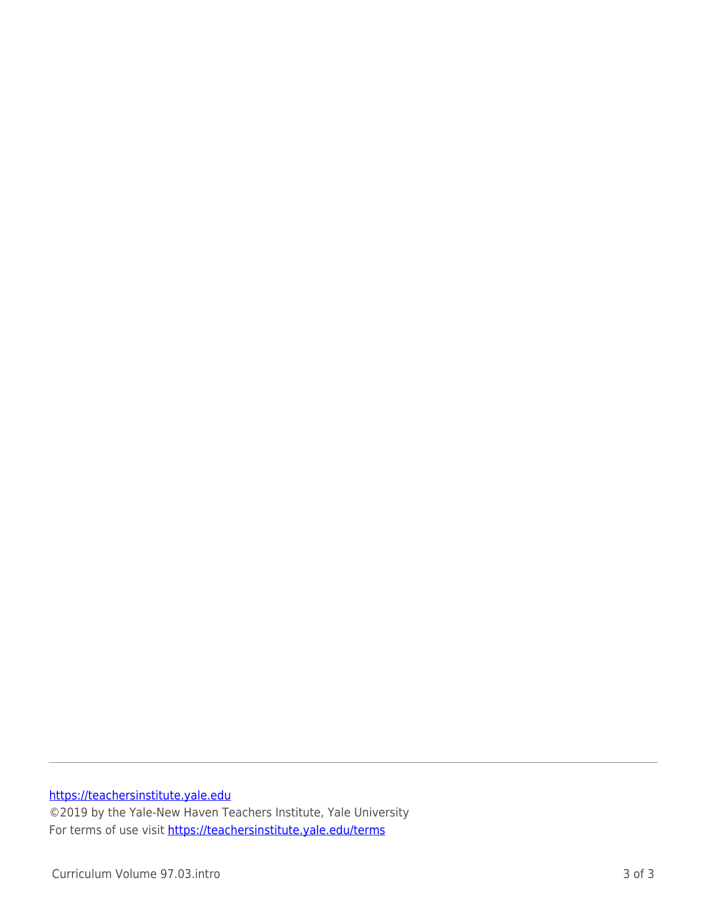https://teachersinstitute.yale.edu
©2019 by the Yale-New Haven Teachers Institute, Yale University
For terms of use visit https://teachersinstitute.yale.edu/terms